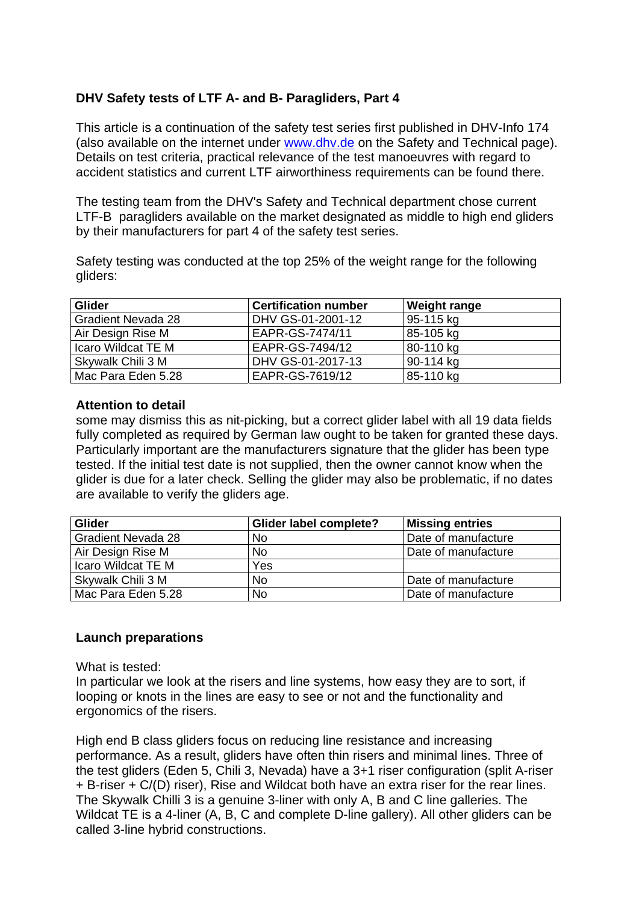## DHV Safety tests of LTF A- and B- Paragliders, Part 4

This article is a continuation of the safety test series first published in DHV-Info 174 (also available on the internet under [www.dhv.de](www.dhv.de) on the Safety and Technical page). Details on test criteria, practical relevance of the test manoeuvres with regard to accident statistics and current LTF airworthiness requirements can be found there.

The testing team from the DHV's Safety and Technical department chose current LTF-B paragliders available on the market designated as middle to high end gliders by their manufacturers for part 4 of the safety test series.

Safety testing was conducted at the top 25% of the weight range for the following gliders:

| Glider | Certification number | Weight range |
|---|---|---|
| Gradient Nevada 28 | DHV GS-01-2001-12 | 95-115 kg |
| Air Design Rise M | EAPR-GS-7474/11 | 85-105 kg |
| Icaro Wildcat TE M | EAPR-GS-7494/12 | 80-110 kg |
| Skywalk Chili 3 M | DHV GS-01-2017-13 | 90-114 kg |
| Mac Para Eden 5.28 | EAPR-GS-7619/12 | 85-110 kg |

### Attention to detail

some may dismiss this as nit-picking, but a correct glider label with all 19 data fields fully completed as required by German law ought to be taken for granted these days. Particularly important are the manufacturers signature that the glider has been type tested. If the initial test date is not supplied, then the owner cannot know when the glider is due for a later check. Selling the glider may also be problematic, if no dates are available to verify the gliders age.

| Glider | Glider label complete? | Missing entries |
|---|---|---|
| Gradient Nevada 28 | No | Date of manufacture |
| Air Design Rise M | No | Date of manufacture |
| Icaro Wildcat TE M | Yes | |
| Skywalk Chili 3 M | No | Date of manufacture |
| Mac Para Eden 5.28 | No | Date of manufacture |

### Launch preparations

What is tested:
In particular we look at the risers and line systems, how easy they are to sort, if looping or knots in the lines are easy to see or not and the functionality and ergonomics of the risers.

High end B class gliders focus on reducing line resistance and increasing performance. As a result, gliders have often thin risers and minimal lines. Three of the test gliders (Eden 5, Chili 3, Nevada) have a 3+1 riser configuration (split A-riser + B-riser + C/(D) riser), Rise and Wildcat both have an extra riser for the rear lines. The Skywalk Chilli 3 is a genuine 3-liner with only A, B and C line galleries. The Wildcat TE is a 4-liner (A, B, C and complete D-line gallery). All other gliders can be called 3-line hybrid constructions.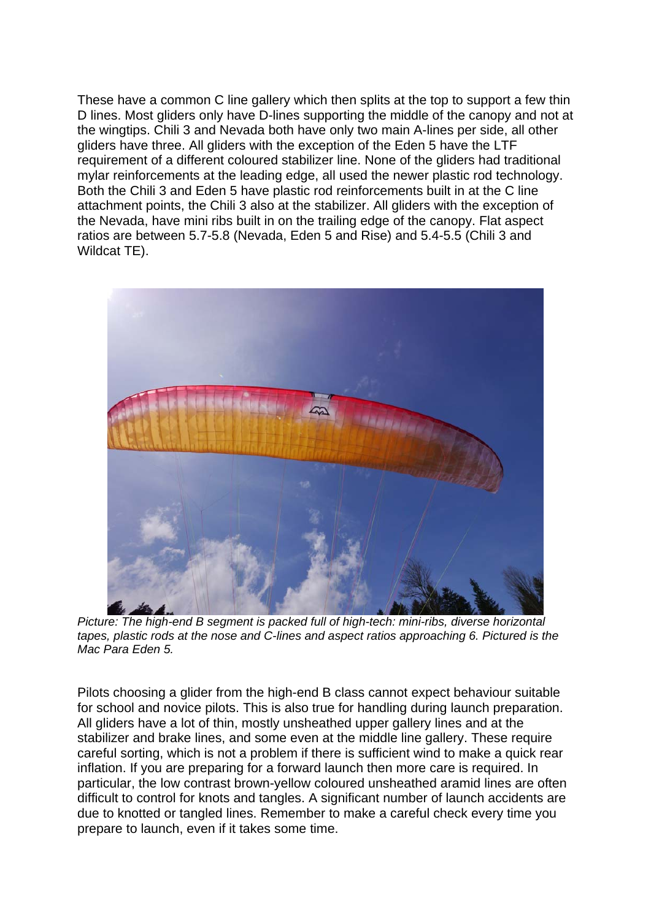These have a common C line gallery which then splits at the top to support a few thin D lines. Most gliders only have D-lines supporting the middle of the canopy and not at the wingtips. Chili 3 and Nevada both have only two main A-lines per side, all other gliders have three. All gliders with the exception of the Eden 5 have the LTF requirement of a different coloured stabilizer line. None of the gliders had traditional mylar reinforcements at the leading edge, all used the newer plastic rod technology. Both the Chili 3 and Eden 5 have plastic rod reinforcements built in at the C line attachment points, the Chili 3 also at the stabilizer. All gliders with the exception of the Nevada, have mini ribs built in on the trailing edge of the canopy. Flat aspect ratios are between 5.7-5.8 (Nevada, Eden 5 and Rise) and 5.4-5.5 (Chili 3 and Wildcat TE).

*Picture: The high-end B segment is packed full of high-tech: mini-ribs, diverse horizontal tapes, plastic rods at the nose and C-lines and aspect ratios approaching 6. Pictured is the Mac Para Eden 5.*

Pilots choosing a glider from the high-end B class cannot expect behaviour suitable for school and novice pilots. This is also true for handling during launch preparation. All gliders have a lot of thin, mostly unsheathed upper gallery lines and at the stabilizer and brake lines, and some even at the middle line gallery. These require careful sorting, which is not a problem if there is sufficient wind to make a quick rear inflation. If you are preparing for a forward launch then more care is required. In particular, the low contrast brown-yellow coloured unsheathed aramid lines are often difficult to control for knots and tangles. A significant number of launch accidents are due to knotted or tangled lines. Remember to make a careful check every time you prepare to launch, even if it takes some time.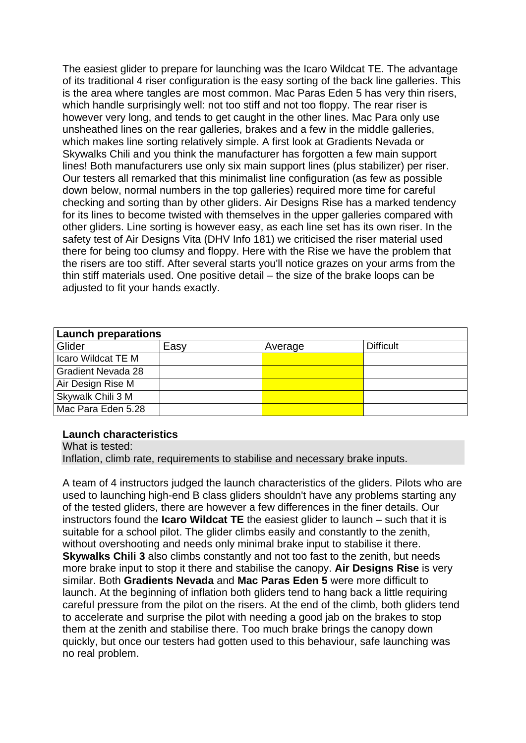The easiest glider to prepare for launching was the Icaro Wildcat TE. The advantage of its traditional 4 riser configuration is the easy sorting of the back line galleries. This is the area where tangles are most common. Mac Paras Eden 5 has very thin risers, which handle surprisingly well: not too stiff and not too floppy. The rear riser is however very long, and tends to get caught in the other lines. Mac Para only use unsheathed lines on the rear galleries, brakes and a few in the middle galleries, which makes line sorting relatively simple. A first look at Gradients Nevada or Skywalks Chili and you think the manufacturer has forgotten a few main support lines! Both manufacturers use only six main support lines (plus stabilizer) per riser. Our testers all remarked that this minimalist line configuration (as few as possible down below, normal numbers in the top galleries) required more time for careful checking and sorting than by other gliders. Air Designs Rise has a marked tendency for its lines to become twisted with themselves in the upper galleries compared with other gliders. Line sorting is however easy, as each line set has its own riser. In the safety test of Air Designs Vita (DHV Info 181) we criticised the riser material used there for being too clumsy and floppy. Here with the Rise we have the problem that the risers are too stiff. After several starts you'll notice grazes on your arms from the thin stiff materials used. One positive detail – the size of the brake loops can be adjusted to fit your hands exactly.

| **Launch preparations** | | | |
|---|---|---|---|
| Glider | Easy | Average | Difficult |
| Icaro Wildcat TE M | | | |
| Gradient Nevada 28 | | | |
| Air Design Rise M | | | |
| Skywalk Chili 3 M | | | |
| Mac Para Eden 5.28 | | | |

**Launch characteristics**

What is tested:
Inflation, climb rate, requirements to stabilise and necessary brake inputs.

A team of 4 instructors judged the launch characteristics of the gliders. Pilots who are used to launching high-end B class gliders shouldn't have any problems starting any of the tested gliders, there are however a few differences in the finer details. Our instructors found the **Icaro Wildcat TE** the easiest glider to launch – such that it is suitable for a school pilot. The glider climbs easily and constantly to the zenith, without overshooting and needs only minimal brake input to stabilise it there. **Skywalks Chili 3** also climbs constantly and not too fast to the zenith, but needs more brake input to stop it there and stabilise the canopy. **Air Designs Rise** is very similar. Both **Gradients Nevada** and **Mac Paras Eden 5** were more difficult to launch. At the beginning of inflation both gliders tend to hang back a little requiring careful pressure from the pilot on the risers. At the end of the climb, both gliders tend to accelerate and surprise the pilot with needing a good jab on the brakes to stop them at the zenith and stabilise there. Too much brake brings the canopy down quickly, but once our testers had gotten used to this behaviour, safe launching was no real problem.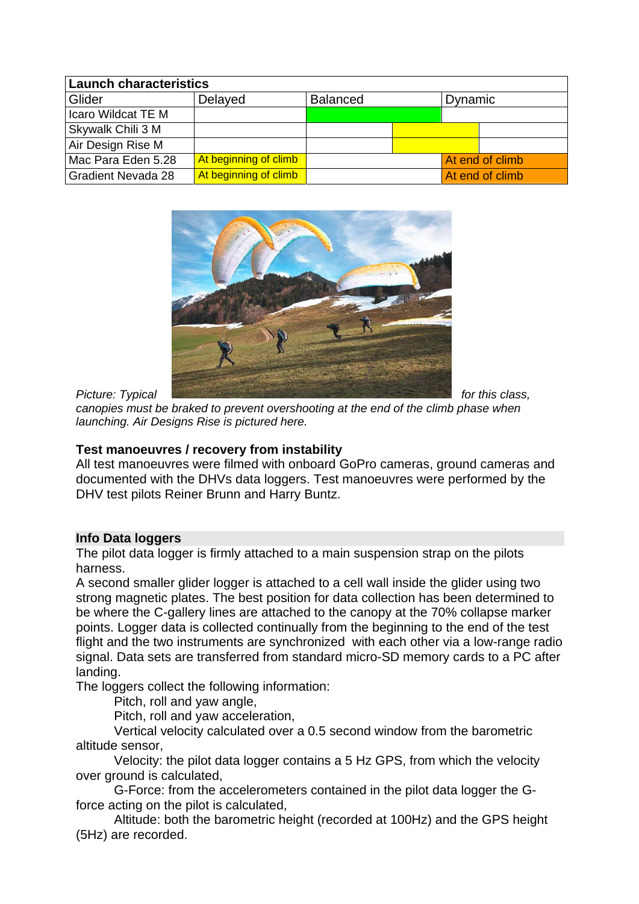| Launch characteristics | | | |
|---|---|---|---|
| Glider | Delayed | Balanced | Dynamic |
| Icaro Wildcat TE M | | | |
| Skywalk Chili 3 M | | | |
| Air Design Rise M | | | |
| Mac Para Eden 5.28 | At beginning of climb | | At end of climb |
| Gradient Nevada 28 | At beginning of climb | | At end of climb |

*Picture: Typical for this class, canopies must be braked to prevent overshooting at the end of the climb phase when launching. Air Designs Rise is pictured here.*

**Test manoeuvres / recovery from instability**

All test manoeuvres were filmed with onboard GoPro cameras, ground cameras and documented with the DHVs data loggers. Test manoeuvres were performed by the DHV test pilots Reiner Brunn and Harry Buntz.

**Info Data loggers**

The pilot data logger is firmly attached to a main suspension strap on the pilots harness.

A second smaller glider logger is attached to a cell wall inside the glider using two strong magnetic plates. The best position for data collection has been determined to be where the C-gallery lines are attached to the canopy at the 70% collapse marker points. Logger data is collected continually from the beginning to the end of the test flight and the two instruments are synchronized with each other via a low-range radio signal. Data sets are transferred from standard micro-SD memory cards to a PC after landing.

The loggers collect the following information:

Pitch, roll and yaw angle,

Pitch, roll and yaw acceleration,

Vertical velocity calculated over a 0.5 second window from the barometric altitude sensor,

Velocity: the pilot data logger contains a 5 Hz GPS, from which the velocity over ground is calculated,

G-Force: from the accelerometers contained in the pilot data logger the G-force acting on the pilot is calculated,

Altitude: both the barometric height (recorded at 100Hz) and the GPS height (5Hz) are recorded.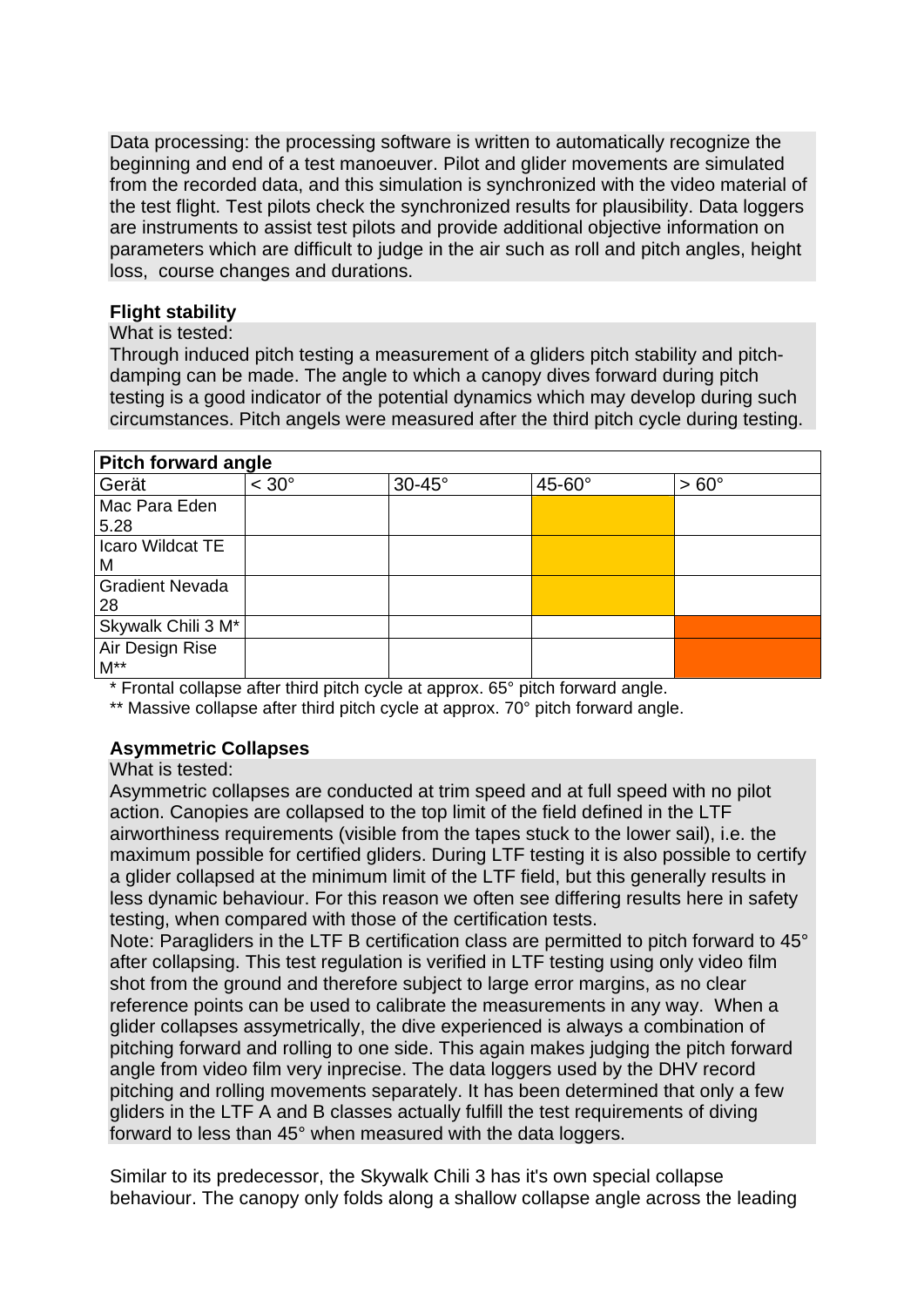Data processing: the processing software is written to automatically recognize the beginning and end of a test manoeuver. Pilot and glider movements are simulated from the recorded data, and this simulation is synchronized with the video material of the test flight. Test pilots check the synchronized results for plausibility. Data loggers are instruments to assist test pilots and provide additional objective information on parameters which are difficult to judge in the air such as roll and pitch angles, height loss, course changes and durations.

**Flight stability**

What is tested:

Through induced pitch testing a measurement of a gliders pitch stability and pitch-damping can be made. The angle to which a canopy dives forward during pitch testing is a good indicator of the potential dynamics which may develop during such circumstances. Pitch angels were measured after the third pitch cycle during testing.

| Pitch forward angle | | | | |
|---|---|---|---|---|
| Gerät | < 30° | 30-45° | 45-60° | > 60° |
| Mac Para Eden 5.28 | | | X | |
| Icaro Wildcat TE M | | | X | |
| Gradient Nevada 28 | | | X | |
| Skywalk Chili 3 M* | | | | X |
| Air Design Rise M** | | | | X |

\* Frontal collapse after third pitch cycle at approx. 65° pitch forward angle.

\*\* Massive collapse after third pitch cycle at approx. 70° pitch forward angle.

**Asymmetric Collapses**

What is tested:

Asymmetric collapses are conducted at trim speed and at full speed with no pilot action. Canopies are collapsed to the top limit of the field defined in the LTF airworthiness requirements (visible from the tapes stuck to the lower sail), i.e. the maximum possible for certified gliders. During LTF testing it is also possible to certify a glider collapsed at the minimum limit of the LTF field, but this generally results in less dynamic behaviour. For this reason we often see differing results here in safety testing, when compared with those of the certification tests.

Note: Paragliders in the LTF B certification class are permitted to pitch forward to 45° after collapsing. This test regulation is verified in LTF testing using only video film shot from the ground and therefore subject to large error margins, as no clear reference points can be used to calibrate the measurements in any way. When a glider collapses assymetrically, the dive experienced is always a combination of pitching forward and rolling to one side. This again makes judging the pitch forward angle from video film very inprecise. The data loggers used by the DHV record pitching and rolling movements separately. It has been determined that only a few gliders in the LTF A and B classes actually fulfill the test requirements of diving forward to less than 45° when measured with the data loggers.

Similar to its predecessor, the Skywalk Chili 3 has it's own special collapse behaviour. The canopy only folds along a shallow collapse angle across the leading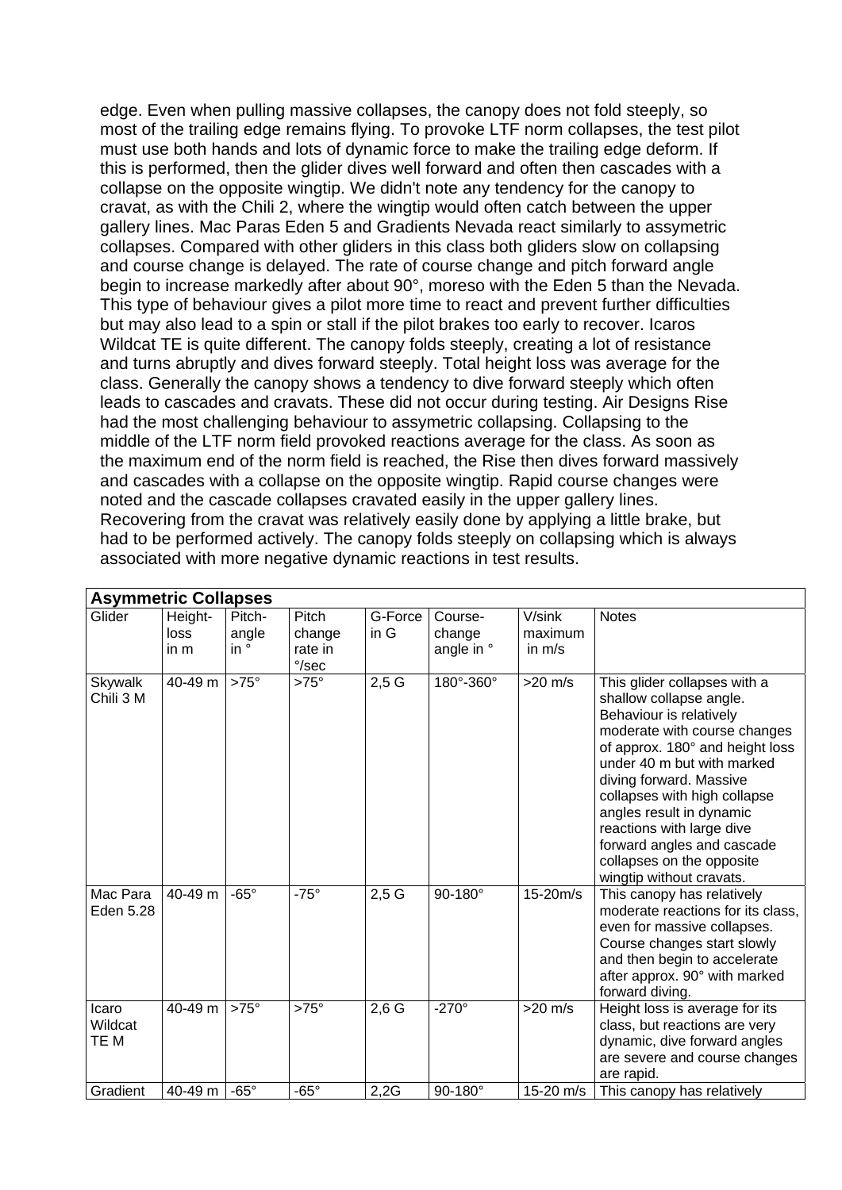edge. Even when pulling massive collapses, the canopy does not fold steeply, so most of the trailing edge remains flying. To provoke LTF norm collapses, the test pilot must use both hands and lots of dynamic force to make the trailing edge deform. If this is performed, then the glider dives well forward and often then cascades with a collapse on the opposite wingtip. We didn't note any tendency for the canopy to cravat, as with the Chili 2, where the wingtip would often catch between the upper gallery lines. Mac Paras Eden 5 and Gradients Nevada react similarly to assymetric collapses. Compared with other gliders in this class both gliders slow on collapsing and course change is delayed. The rate of course change and pitch forward angle begin to increase markedly after about 90°, moreso with the Eden 5 than the Nevada. This type of behaviour gives a pilot more time to react and prevent further difficulties but may also lead to a spin or stall if the pilot brakes too early to recover. Icaros Wildcat TE is quite different. The canopy folds steeply, creating a lot of resistance and turns abruptly and dives forward steeply. Total height loss was average for the class. Generally the canopy shows a tendency to dive forward steeply which often leads to cascades and cravats. These did not occur during testing. Air Designs Rise had the most challenging behaviour to assymetric collapsing. Collapsing to the middle of the LTF norm field provoked reactions average for the class. As soon as the maximum end of the norm field is reached, the Rise then dives forward massively and cascades with a collapse on the opposite wingtip. Rapid course changes were noted and the cascade collapses cravated easily in the upper gallery lines. Recovering from the cravat was relatively easily done by applying a little brake, but had to be performed actively. The canopy folds steeply on collapsing which is always associated with more negative dynamic reactions in test results.

| **Asymmetric Collapses** | | | | | | | |
|---|---|---|---|---|---|---|---|
| Glider | Height-loss in m | Pitch-angle in ° | Pitch change rate in °/sec | G-Force in G | Course-change angle in ° | V/sink maximum in m/s | Notes |
| Skywalk Chili 3 M | 40-49 m | >75° | >75° | 2,5 G | 180°-360° | >20 m/s | This glider collapses with a shallow collapse angle. Behaviour is relatively moderate with course changes of approx. 180° and height loss under 40 m but with marked diving forward. Massive collapses with high collapse angles result in dynamic reactions with large dive forward angles and cascade collapses on the opposite wingtip without cravats. |
| Mac Para Eden 5.28 | 40-49 m | -65° | -75° | 2,5 G | 90-180° | 15-20m/s | This canopy has relatively moderate reactions for its class, even for massive collapses. Course changes start slowly and then begin to accelerate after approx. 90° with marked forward diving. |
| Icaro Wildcat TE M | 40-49 m | >75° | >75° | 2,6 G | -270° | >20 m/s | Height loss is average for its class, but reactions are very dynamic, dive forward angles are severe and course changes are rapid. |
| Gradient | 40-49 m | -65° | -65° | 2,2G | 90-180° | 15-20 m/s | This canopy has relatively |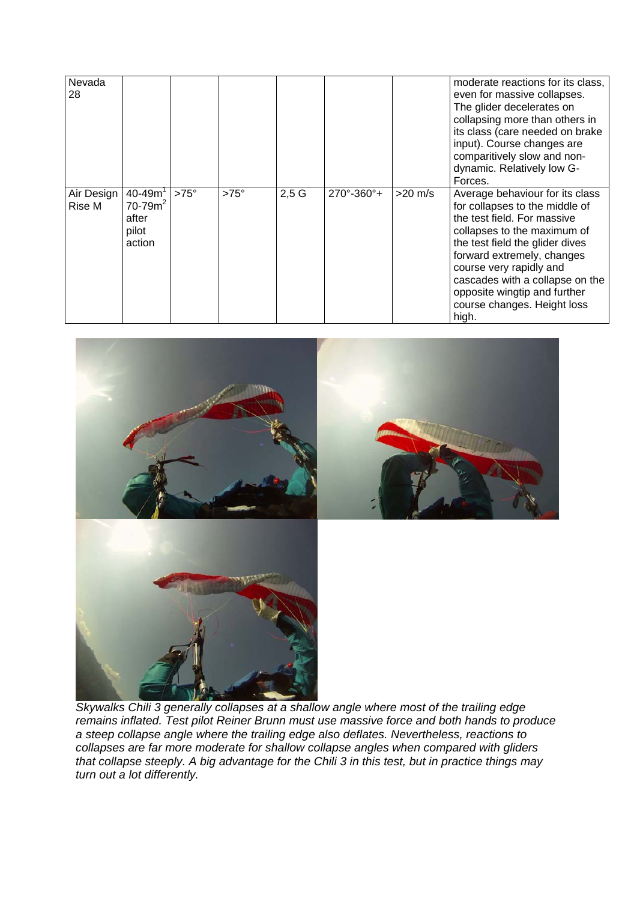| | | | | | | | |
|---|---|---|---|---|---|---|---|
| Nevada 28 | | | | | | | moderate reactions for its class, even for massive collapses. The glider decelerates on collapsing more than others in its class (care needed on brake input). Course changes are comparitively slow and non-dynamic. Relatively low G-Forces. |
| Air Design Rise M | 40-49m[1] 70-79m[2] after pilot action | >75° | >75° | 2,5 G | 270°-360°+ | >20 m/s | Average behaviour for its class for collapses to the middle of the test field. For massive collapses to the maximum of the test field the glider dives forward extremely, changes course very rapidly and cascades with a collapse on the opposite wingtip and further course changes. Height loss high. |

*Skywalks Chili 3 generally collapses at a shallow angle where most of the trailing edge remains inflated. Test pilot Reiner Brunn must use massive force and both hands to produce a steep collapse angle where the trailing edge also deflates. Nevertheless, reactions to collapses are far more moderate for shallow collapse angles when compared with gliders that collapse steeply. A big advantage for the Chili 3 in this test, but in practice things may turn out a lot differently.*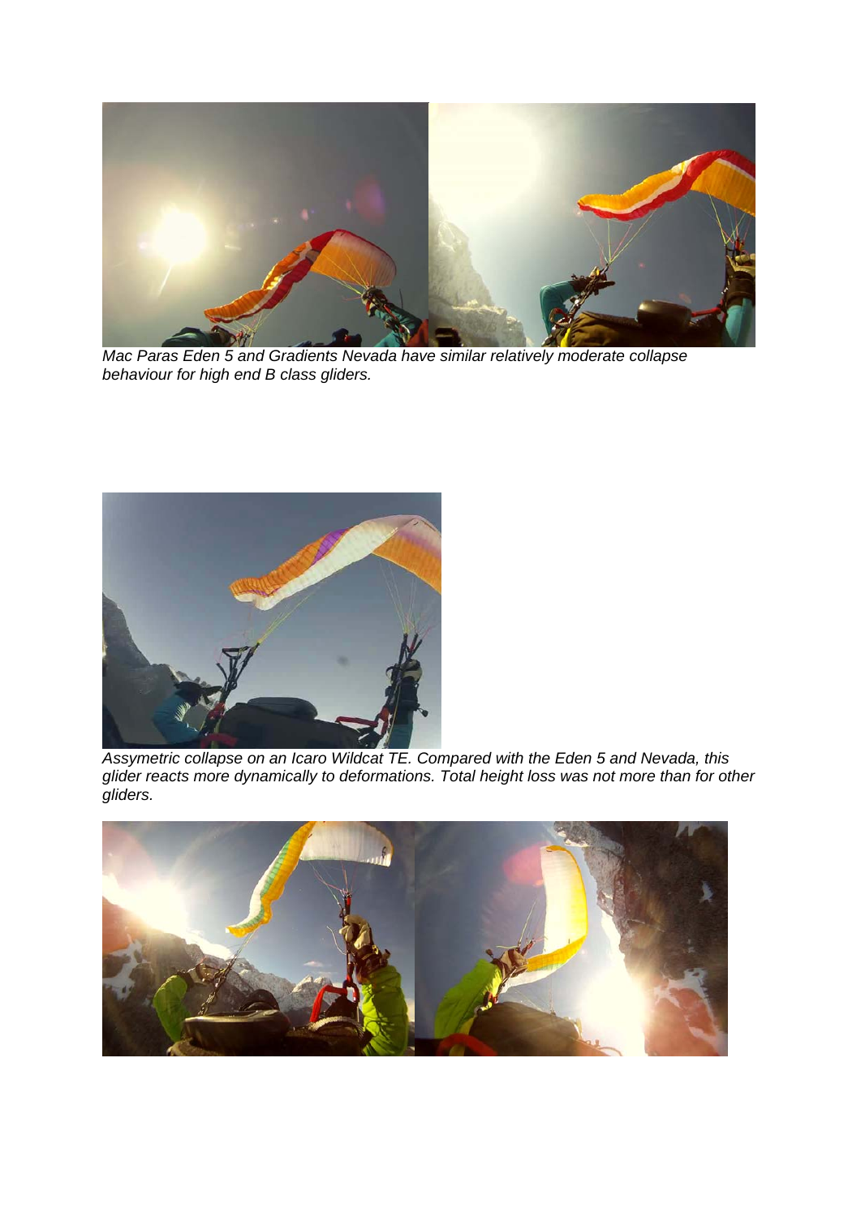*Mac Paras Eden 5 and Gradients Nevada have similar relatively moderate collapse behaviour for high end B class gliders.*

*Assymetric collapse on an Icaro Wildcat TE. Compared with the Eden 5 and Nevada, this glider reacts more dynamically to deformations. Total height loss was not more than for other gliders.*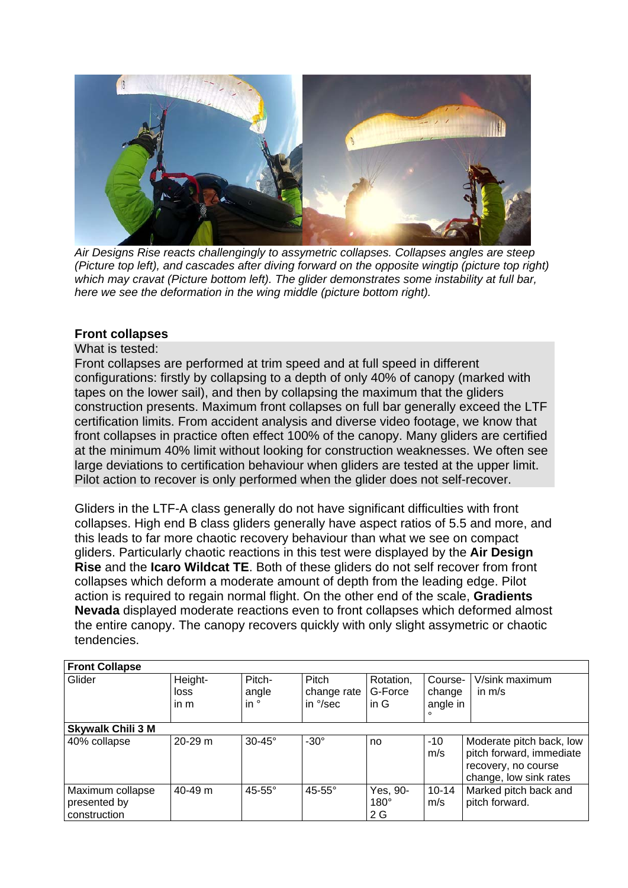*Air Designs Rise reacts challengingly to assymetric collapses. Collapses angles are steep (Picture top left), and cascades after diving forward on the opposite wingtip (picture top right) which may cravat (Picture bottom left). The glider demonstrates some instability at full bar, here we see the deformation in the wing middle (picture bottom right).*

### Front collapses

What is tested:

Front collapses are performed at trim speed and at full speed in different configurations: firstly by collapsing to a depth of only 40% of canopy (marked with tapes on the lower sail), and then by collapsing the maximum that the gliders construction presents. Maximum front collapses on full bar generally exceed the LTF certification limits. From accident analysis and diverse video footage, we know that front collapses in practice often effect 100% of the canopy. Many gliders are certified at the minimum 40% limit without looking for construction weaknesses. We often see large deviations to certification behaviour when gliders are tested at the upper limit. Pilot action to recover is only performed when the glider does not self-recover.

Gliders in the LTF-A class generally do not have significant difficulties with front collapses. High end B class gliders generally have aspect ratios of 5.5 and more, and this leads to far more chaotic recovery behaviour than what we see on compact gliders. Particularly chaotic reactions in this test were displayed by the **Air Design Rise** and the **Icaro Wildcat TE**. Both of these gliders do not self recover from front collapses which deform a moderate amount of depth from the leading edge. Pilot action is required to regain normal flight. On the other end of the scale, **Gradients Nevada** displayed moderate reactions even to front collapses which deformed almost the entire canopy. The canopy recovers quickly with only slight assymetric or chaotic tendencies.

| **Front Collapse** | | | | | | |
|---|---|---|---|---|---|---|
| Glider | Height-loss in m | Pitch-angle in ° | Pitch change rate in °/sec | Rotation, G-Force in G | Course-change angle in ° | V/sink maximum in m/s |
| **Skywalk Chili 3 M** | | | | | | |
| 40% collapse | 20-29 m | 30-45° | -30° | no | -10 m/s | Moderate pitch back, low pitch forward, immediate recovery, no course change, low sink rates |
| Maximum collapse presented by construction | 40-49 m | 45-55° | 45-55° | Yes, 90-180° 2 G | 10-14 m/s | Marked pitch back and pitch forward. |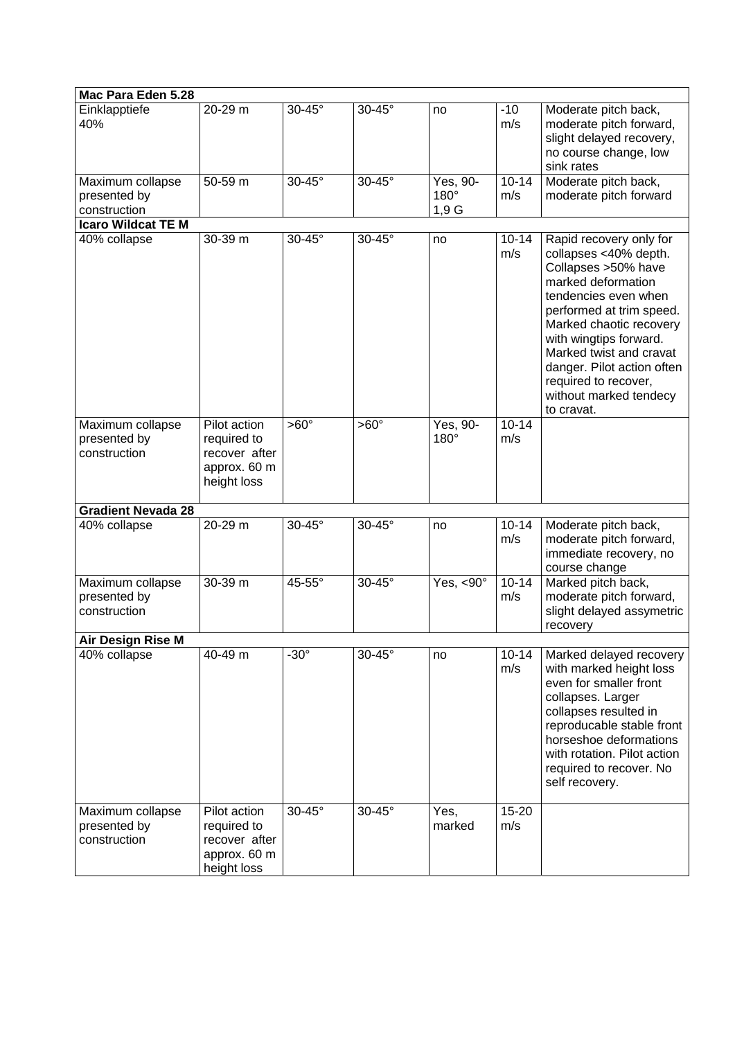| Mac Para Eden 5.28 | | | | | | |
|---|---|---|---|---|---|---|
| Einklapptiefe 40% | 20-29 m | 30-45° | 30-45° | no | -10 m/s | Moderate pitch back, moderate pitch forward, slight delayed recovery, no course change, low sink rates |
| Maximum collapse presented by construction | 50-59 m | 30-45° | 30-45° | Yes, 90-180° 1,9 G | 10-14 m/s | Moderate pitch back, moderate pitch forward |
| **Icaro Wildcat TE M** | | | | | | |
| 40% collapse | 30-39 m | 30-45° | 30-45° | no | 10-14 m/s | Rapid recovery only for collapses <40% depth. Collapses >50% have marked deformation tendencies even when performed at trim speed. Marked chaotic recovery with wingtips forward. Marked twist and cravat danger. Pilot action often required to recover, without marked tendecy to cravat. |
| Maximum collapse presented by construction | Pilot action required to recover after approx. 60 m height loss | >60° | >60° | Yes, 90-180° | 10-14 m/s | |
| **Gradient Nevada 28** | | | | | | |
| 40% collapse | 20-29 m | 30-45° | 30-45° | no | 10-14 m/s | Moderate pitch back, moderate pitch forward, immediate recovery, no course change |
| Maximum collapse presented by construction | 30-39 m | 45-55° | 30-45° | Yes, <90° | 10-14 m/s | Marked pitch back, moderate pitch forward, slight delayed assymetric recovery |
| **Air Design Rise M** | | | | | | |
| 40% collapse | 40-49 m | -30° | 30-45° | no | 10-14 m/s | Marked delayed recovery with marked height loss even for smaller front collapses. Larger collapses resulted in reproducable stable front horseshoe deformations with rotation. Pilot action required to recover. No self recovery. |
| Maximum collapse presented by construction | Pilot action required to recover after approx. 60 m height loss | 30-45° | 30-45° | Yes, marked | 15-20 m/s | |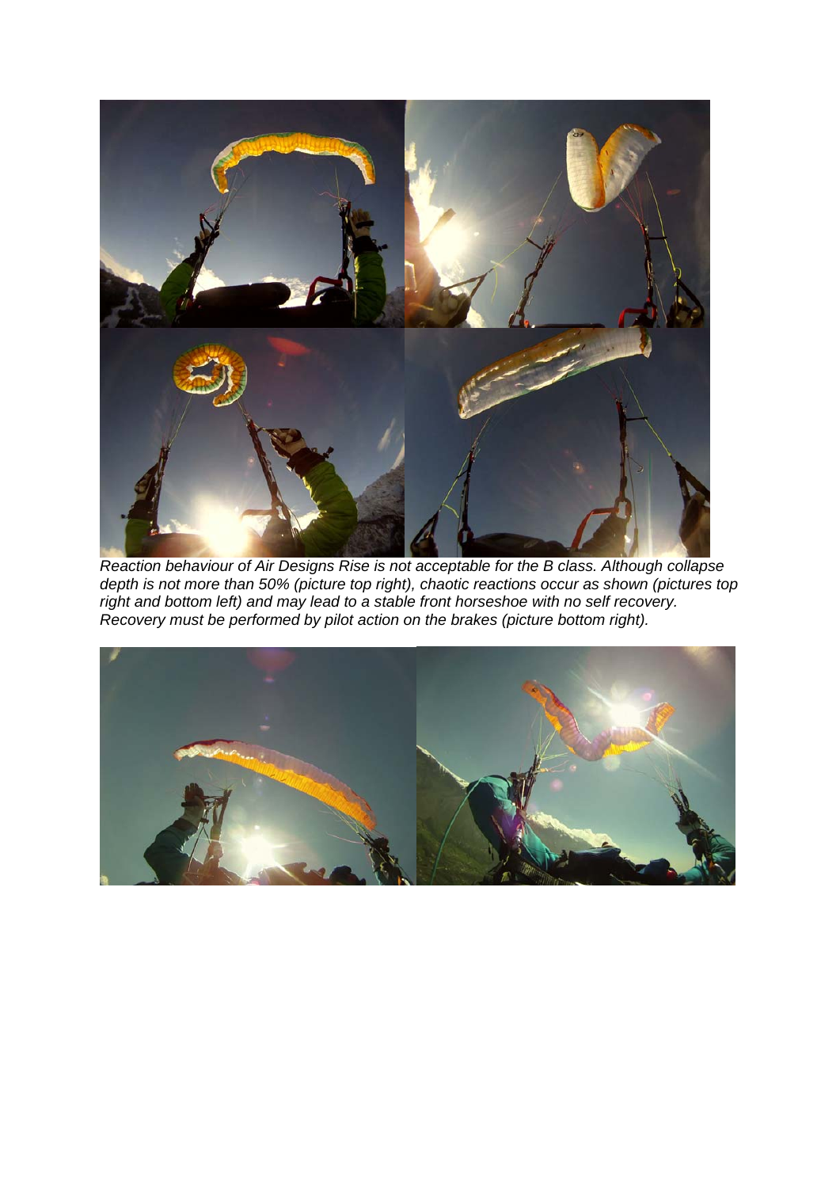*Reaction behaviour of Air Designs Rise is not acceptable for the B class. Although collapse depth is not more than 50% (picture top right), chaotic reactions occur as shown (pictures top right and bottom left) and may lead to a stable front horseshoe with no self recovery. Recovery must be performed by pilot action on the brakes (picture bottom right).*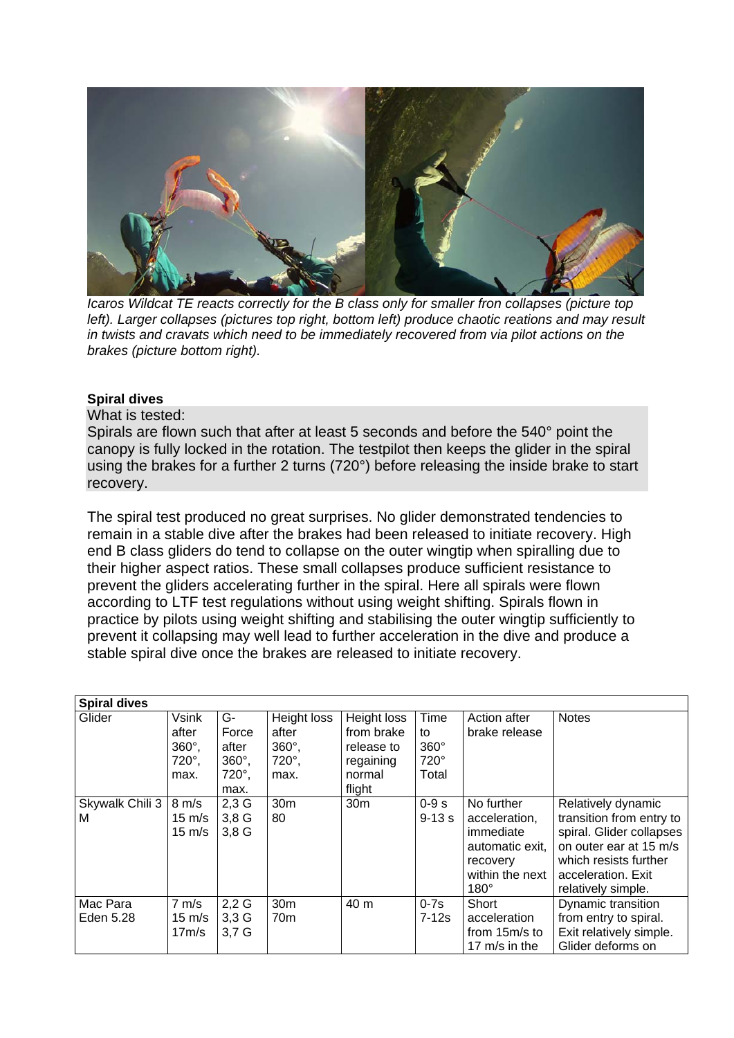*Icaros Wildcat TE reacts correctly for the B class only for smaller fron collapses (picture top left). Larger collapses (pictures top right, bottom left) produce chaotic reations and may result in twists and cravats which need to be immediately recovered from via pilot actions on the brakes (picture bottom right).*

**Spiral dives**

What is tested:
Spirals are flown such that after at least 5 seconds and before the 540° point the canopy is fully locked in the rotation. The testpilot then keeps the glider in the spiral using the brakes for a further 2 turns (720°) before releasing the inside brake to start recovery.

The spiral test produced no great surprises. No glider demonstrated tendencies to remain in a stable dive after the brakes had been released to initiate recovery. High end B class gliders do tend to collapse on the outer wingtip when spiralling due to their higher aspect ratios. These small collapses produce sufficient resistance to prevent the gliders accelerating further in the spiral. Here all spirals were flown according to LTF test regulations without using weight shifting. Spirals flown in practice by pilots using weight shifting and stabilising the outer wingtip sufficiently to prevent it collapsing may well lead to further acceleration in the dive and produce a stable spiral dive once the brakes are released to initiate recovery.

**Spiral dives**

| Glider | Vsink after 360°, 720°, max. | G-Force after 360°, 720°, max. | Height loss after 360°, 720°, max. | Height loss from brake release to regaining normal flight | Time to 360° 720° Total | Action after brake release | Notes |
|---|---|---|---|---|---|---|---|
| Skywalk Chili 3 M | 8 m/s<br>15 m/s<br>15 m/s | 2,3 G<br>3,8 G<br>3,8 G | 30m<br>80 | 30m | 0-9 s<br>9-13 s | No further acceleration, immediate automatic exit, recovery within the next 180° | Relatively dynamic transition from entry to spiral. Glider collapses on outer ear at 15 m/s which resists further acceleration. Exit relatively simple. |
| Mac Para Eden 5.28 | 7 m/s<br>15 m/s<br>17m/s | 2,2 G<br>3,3 G<br>3,7 G | 30m<br>70m | 40 m | 0-7s<br>7-12s | Short acceleration from 15m/s to 17 m/s in the | Dynamic transition from entry to spiral. Exit relatively simple. Glider deforms on |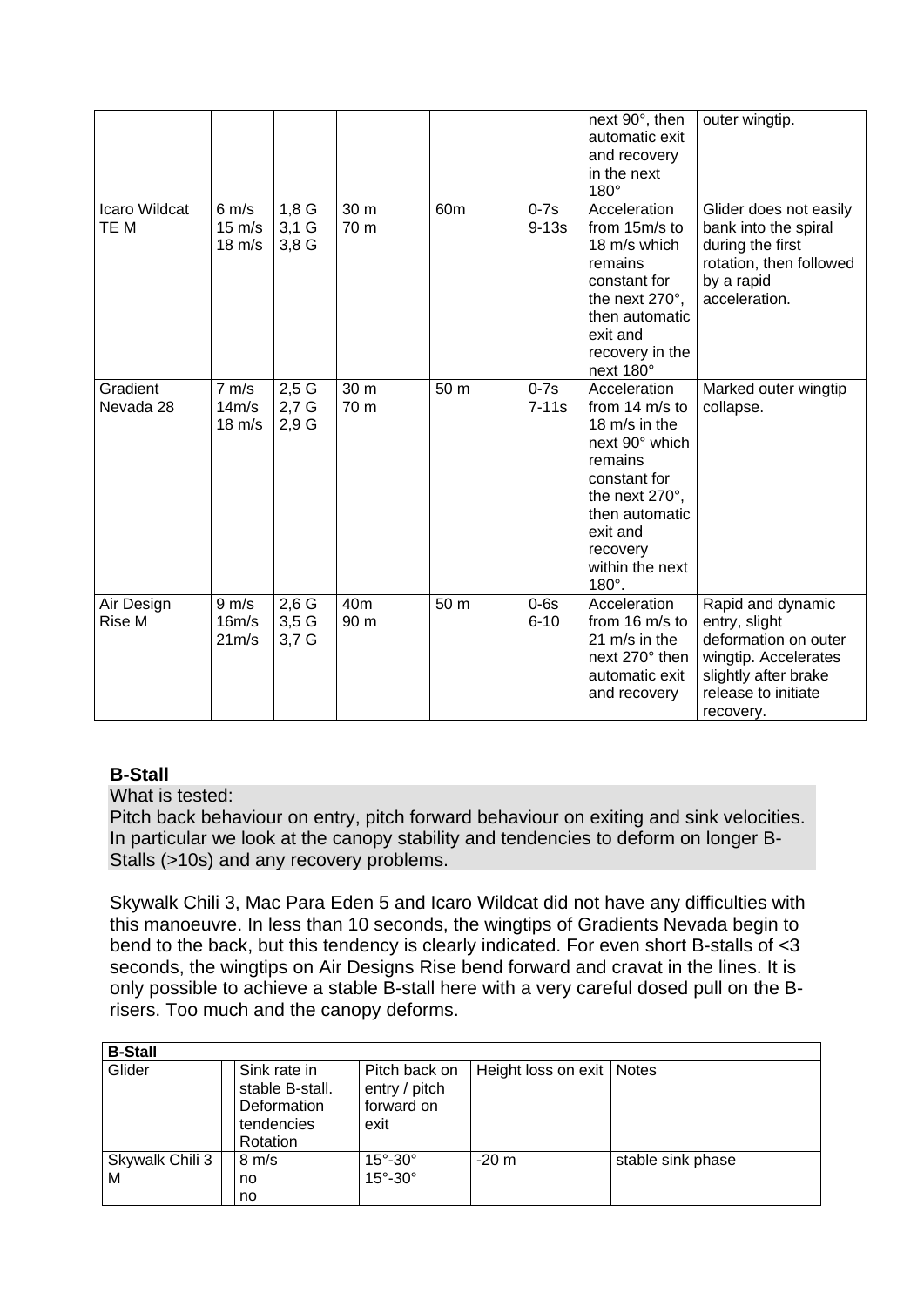| | | | | | | | |
|---|---|---|---|---|---|---|---|
| | | | | | | next 90°, then automatic exit and recovery in the next 180° | outer wingtip. |
| Icaro Wildcat TE M | 6 m/s<br>15 m/s<br>18 m/s | 1,8 G<br>3,1 G<br>3,8 G | 30 m<br>70 m | 60m | 0-7s<br>9-13s | Acceleration from 15m/s to 18 m/s which remains constant for the next 270°, then automatic exit and recovery in the next 180° | Glider does not easily bank into the spiral during the first rotation, then followed by a rapid acceleration. |
| Gradient Nevada 28 | 7 m/s<br>14m/s<br>18 m/s | 2,5 G<br>2,7 G<br>2,9 G | 30 m<br>70 m | 50 m | 0-7s<br>7-11s | Acceleration from 14 m/s to 18 m/s in the next 90° which remains constant for the next 270°, then automatic exit and recovery within the next 180°. | Marked outer wingtip collapse. |
| Air Design Rise M | 9 m/s<br>16m/s<br>21m/s | 2,6 G<br>3,5 G<br>3,7 G | 40m<br>90 m | 50 m | 0-6s<br>6-10 | Acceleration from 16 m/s to 21 m/s in the next 270° then automatic exit and recovery | Rapid and dynamic entry, slight deformation on outer wingtip. Accelerates slightly after brake release to initiate recovery. |

**B-Stall**

What is tested:
Pitch back behaviour on entry, pitch forward behaviour on exiting and sink velocities. In particular we look at the canopy stability and tendencies to deform on longer B-Stalls (>10s) and any recovery problems.

Skywalk Chili 3, Mac Para Eden 5 and Icaro Wildcat did not have any difficulties with this manoeuvre. In less than 10 seconds, the wingtips of Gradients Nevada begin to bend to the back, but this tendency is clearly indicated. For even short B-stalls of <3 seconds, the wingtips on Air Designs Rise bend forward and cravat in the lines. It is only possible to achieve a stable B-stall here with a very careful dosed pull on the B-risers. Too much and the canopy deforms.

| **B-Stall** | | | | |
|---|---|---|---|---|
| Glider | Sink rate in stable B-stall.<br>Deformation tendencies<br>Rotation | Pitch back on entry / pitch forward on exit | Height loss on exit | Notes |
| Skywalk Chili 3 M | 8 m/s<br>no<br>no | 15°-30°<br>15°-30° | -20 m | stable sink phase |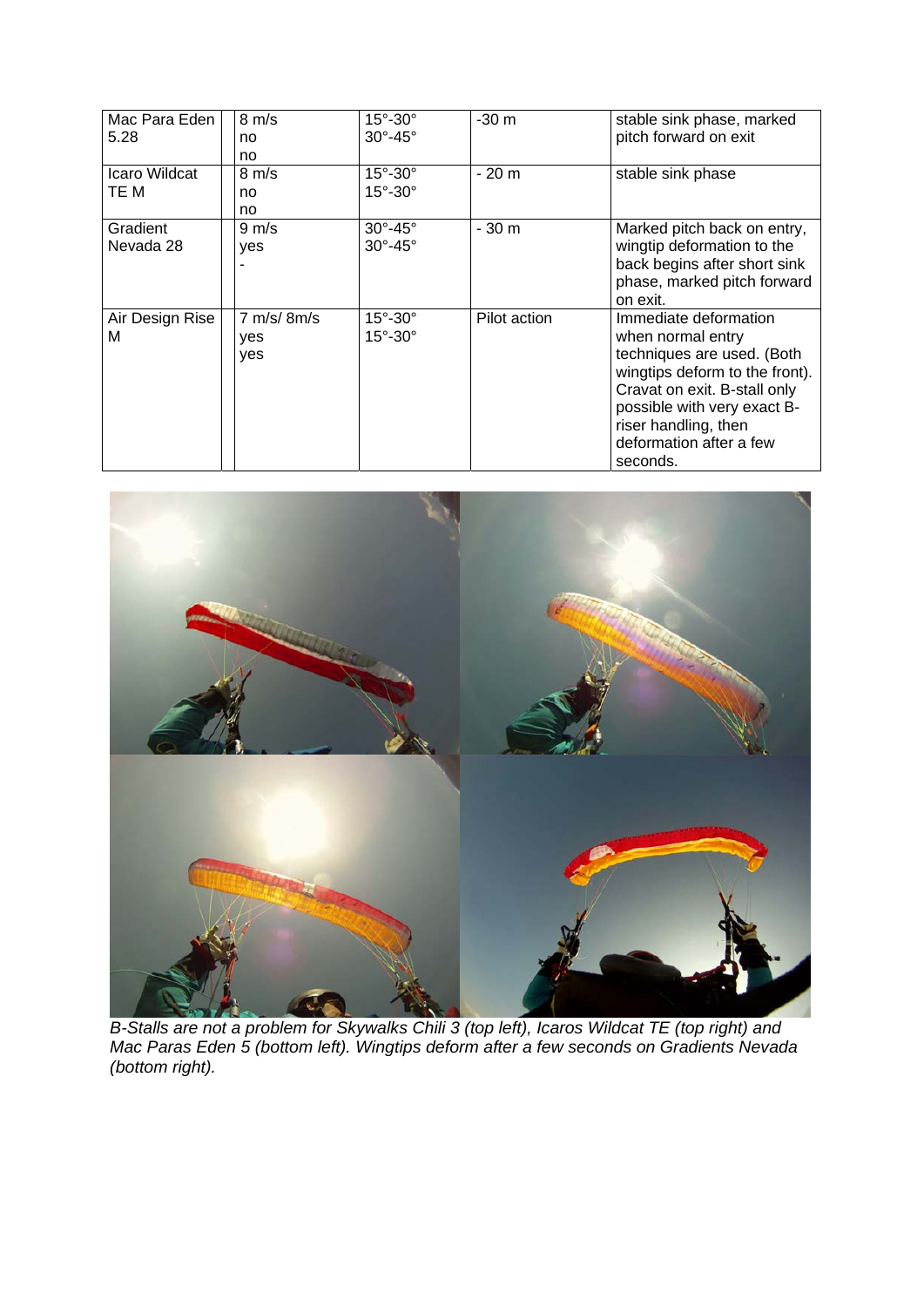| | | | | | |
|---|---|---|---|---|---|
| Mac Para Eden 5.28 | | 8 m/s<br>no<br>no | 15°-30°<br>30°-45° | -30 m | stable sink phase, marked pitch forward on exit |
| Icaro Wildcat TE M | | 8 m/s<br>no<br>no | 15°-30°<br>15°-30° | - 20 m | stable sink phase |
| Gradient Nevada 28 | | 9 m/s<br>yes<br>- | 30°-45°<br>30°-45° | - 30 m | Marked pitch back on entry, wingtip deformation to the back begins after short sink phase, marked pitch forward on exit. |
| Air Design Rise M | | 7 m/s/ 8m/s<br>yes<br>yes | 15°-30°<br>15°-30° | Pilot action | Immediate deformation when normal entry techniques are used. (Both wingtips deform to the front). Cravat on exit. B-stall only possible with very exact B-riser handling, then deformation after a few seconds. |

*B-Stalls are not a problem for Skywalks Chili 3 (top left), Icaros Wildcat TE (top right) and Mac Paras Eden 5 (bottom left). Wingtips deform after a few seconds on Gradients Nevada (bottom right).*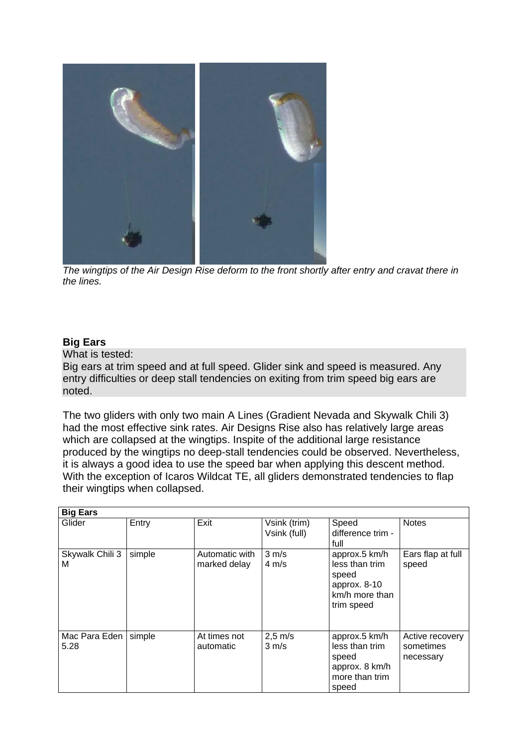*The wingtips of the Air Design Rise deform to the front shortly after entry and cravat there in the lines.*

**Big Ears**

What is tested:
Big ears at trim speed and at full speed. Glider sink and speed is measured. Any entry difficulties or deep stall tendencies on exiting from trim speed big ears are noted.

The two gliders with only two main A Lines (Gradient Nevada and Skywalk Chili 3) had the most effective sink rates. Air Designs Rise also has relatively large areas which are collapsed at the wingtips. Inspite of the additional large resistance produced by the wingtips no deep-stall tendencies could be observed. Nevertheless, it is always a good idea to use the speed bar when applying this descent method. With the exception of Icaros Wildcat TE, all gliders demonstrated tendencies to flap their wingtips when collapsed.

| **Big Ears** | | | | | |
|---|---|---|---|---|---|
| Glider | Entry | Exit | Vsink (trim) Vsink (full) | Speed difference trim - full | Notes |
| Skywalk Chili 3 M | simple | Automatic with marked delay | 3 m/s 4 m/s | approx.5 km/h less than trim speed approx. 8-10 km/h more than trim speed | Ears flap at full speed |
| Mac Para Eden 5.28 | simple | At times not automatic | 2,5 m/s 3 m/s | approx.5 km/h less than trim speed approx. 8 km/h more than trim speed | Active recovery sometimes necessary |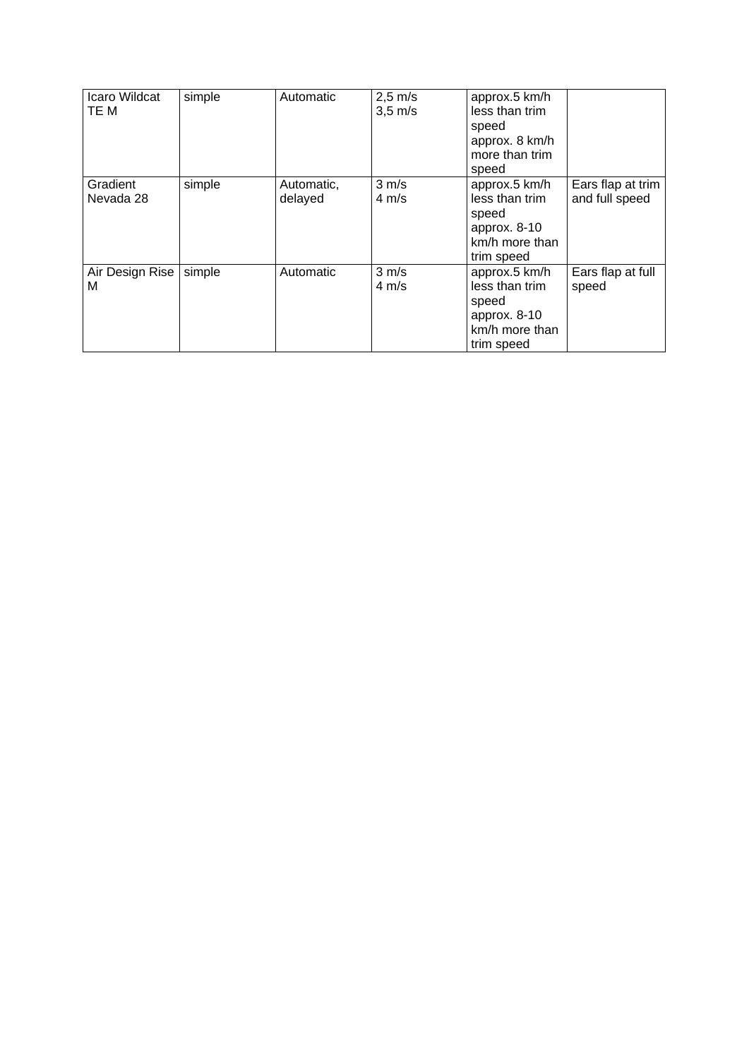| | | | | | |
|---|---|---|---|---|---|
| Icaro Wildcat TE M | simple | Automatic | 2,5 m/s<br>3,5 m/s | approx.5 km/h less than trim speed<br>approx. 8 km/h more than trim speed | |
| Gradient Nevada 28 | simple | Automatic, delayed | 3 m/s<br>4 m/s | approx.5 km/h less than trim speed<br>approx. 8-10 km/h more than trim speed | Ears flap at trim and full speed |
| Air Design Rise M | simple | Automatic | 3 m/s<br>4 m/s | approx.5 km/h less than trim speed<br>approx. 8-10 km/h more than trim speed | Ears flap at full speed |